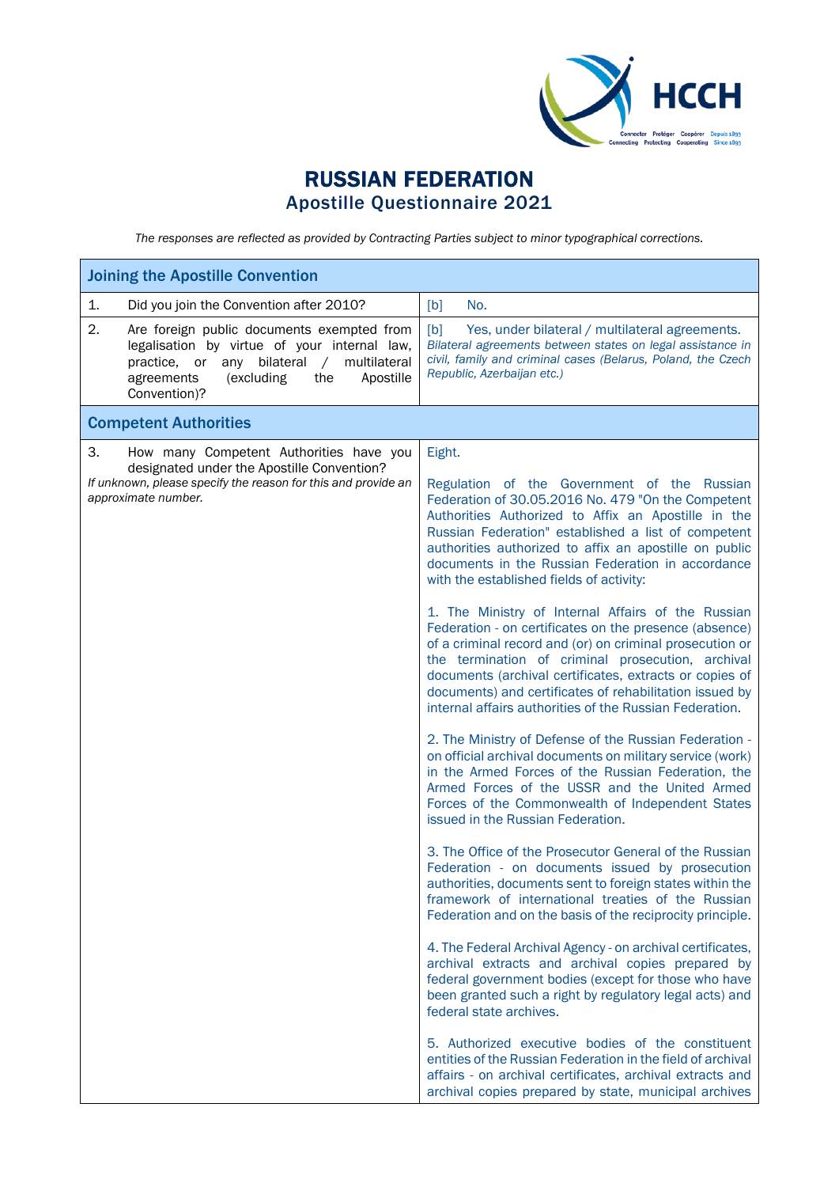# RUSSIAN FEDERATION
## Apostille Questionnaire 2021

*The responses are reflected as provided by Contracting Parties subject to minor typographical corrections.*

| Joining the Apostille Convention | |
|---|---|
| 1. Did you join the Convention after 2010? | [b] No. |
| 2. Are foreign public documents exempted from legalisation by virtue of your internal law, practice, or any bilateral / multilateral agreements (excluding the Apostille Convention)? | [b] Yes, under bilateral / multilateral agreements. *Bilateral agreements between states on legal assistance in civil, family and criminal cases (Belarus, Poland, the Czech Republic, Azerbaijan etc.)* |
| **Competent Authorities** | |
| 3. How many Competent Authorities have you designated under the Apostille Convention? *If unknown, please specify the reason for this and provide an approximate number.* | Eight.<br><br>Regulation of the Government of the Russian Federation of 30.05.2016 No. 479 "On the Competent Authorities Authorized to Affix an Apostille in the Russian Federation" established a list of competent authorities authorized to affix an apostille on public documents in the Russian Federation in accordance with the established fields of activity:<br><br>1. The Ministry of Internal Affairs of the Russian Federation - on certificates on the presence (absence) of a criminal record and (or) on criminal prosecution or the termination of criminal prosecution, archival documents (archival certificates, extracts or copies of documents) and certificates of rehabilitation issued by internal affairs authorities of the Russian Federation.<br><br>2. The Ministry of Defense of the Russian Federation - on official archival documents on military service (work) in the Armed Forces of the Russian Federation, the Armed Forces of the USSR and the United Armed Forces of the Commonwealth of Independent States issued in the Russian Federation.<br><br>3. The Office of the Prosecutor General of the Russian Federation - on documents issued by prosecution authorities, documents sent to foreign states within the framework of international treaties of the Russian Federation and on the basis of the reciprocity principle.<br><br>4. The Federal Archival Agency - on archival certificates, archival extracts and archival copies prepared by federal government bodies (except for those who have been granted such a right by regulatory legal acts) and federal state archives.<br><br>5. Authorized executive bodies of the constituent entities of the Russian Federation in the field of archival affairs - on archival certificates, archival extracts and archival copies prepared by state, municipal archives |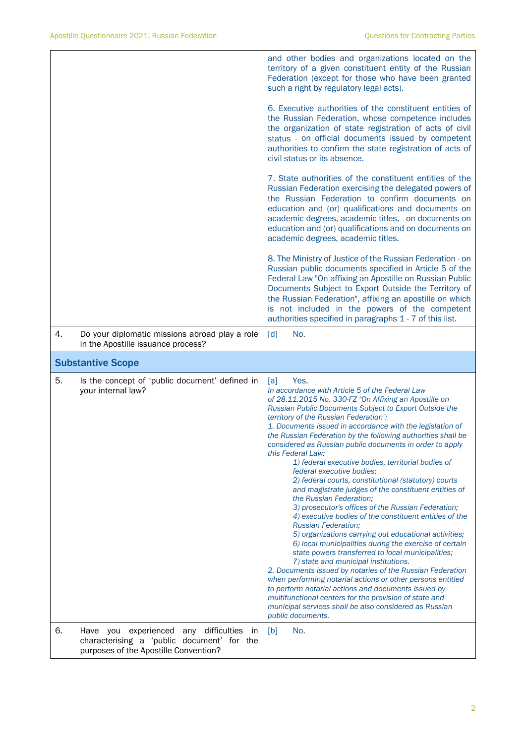|  |  |
|---|---|
|  | and other bodies and organizations located on the territory of a given constituent entity of the Russian Federation (except for those who have been granted such a right by regulatory legal acts).<br><br>6. Executive authorities of the constituent entities of the Russian Federation, whose competence includes the organization of state registration of acts of civil status - on official documents issued by competent authorities to confirm the state registration of acts of civil status or its absence.<br><br>7. State authorities of the constituent entities of the Russian Federation exercising the delegated powers of the Russian Federation to confirm documents on education and (or) qualifications and documents on academic degrees, academic titles, - on documents on education and (or) qualifications and on documents on academic degrees, academic titles.<br><br>8. The Ministry of Justice of the Russian Federation - on Russian public documents specified in Article 5 of the Federal Law "On affixing an Apostille on Russian Public Documents Subject to Export Outside the Territory of the Russian Federation", affixing an apostille on which is not included in the powers of the competent authorities specified in paragraphs 1 - 7 of this list. |
| 4. Do your diplomatic missions abroad play a role in the Apostille issuance process? | [d] No. |
| **Substantive Scope** |  |
| 5. Is the concept of 'public document' defined in your internal law? | [a] Yes.<br>*In accordance with Article 5 of the Federal Law of 28.11.2015 No. 330-FZ "On Affixing an Apostille on Russian Public Documents Subject to Export Outside the territory of the Russian Federation":*<br>*1. Documents issued in accordance with the legislation of the Russian Federation by the following authorities shall be considered as Russian public documents in order to apply this Federal Law:*<br>*1) federal executive bodies, territorial bodies of federal executive bodies;*<br>*2) federal courts, constitutional (statutory) courts and magistrate judges of the constituent entities of the Russian Federation;*<br>*3) prosecutor's offices of the Russian Federation;*<br>*4) executive bodies of the constituent entities of the Russian Federation;*<br>*5) organizations carrying out educational activities;*<br>*6) local municipalities during the exercise of certain state powers transferred to local municipalities;*<br>*7) state and municipal institutions.*<br>*2. Documents issued by notaries of the Russian Federation when performing notarial actions or other persons entitled to perform notarial actions and documents issued by multifunctional centers for the provision of state and municipal services shall be also considered as Russian public documents.* |
| 6. Have you experienced any difficulties in characterising a 'public document' for the purposes of the Apostille Convention? | [b] No. |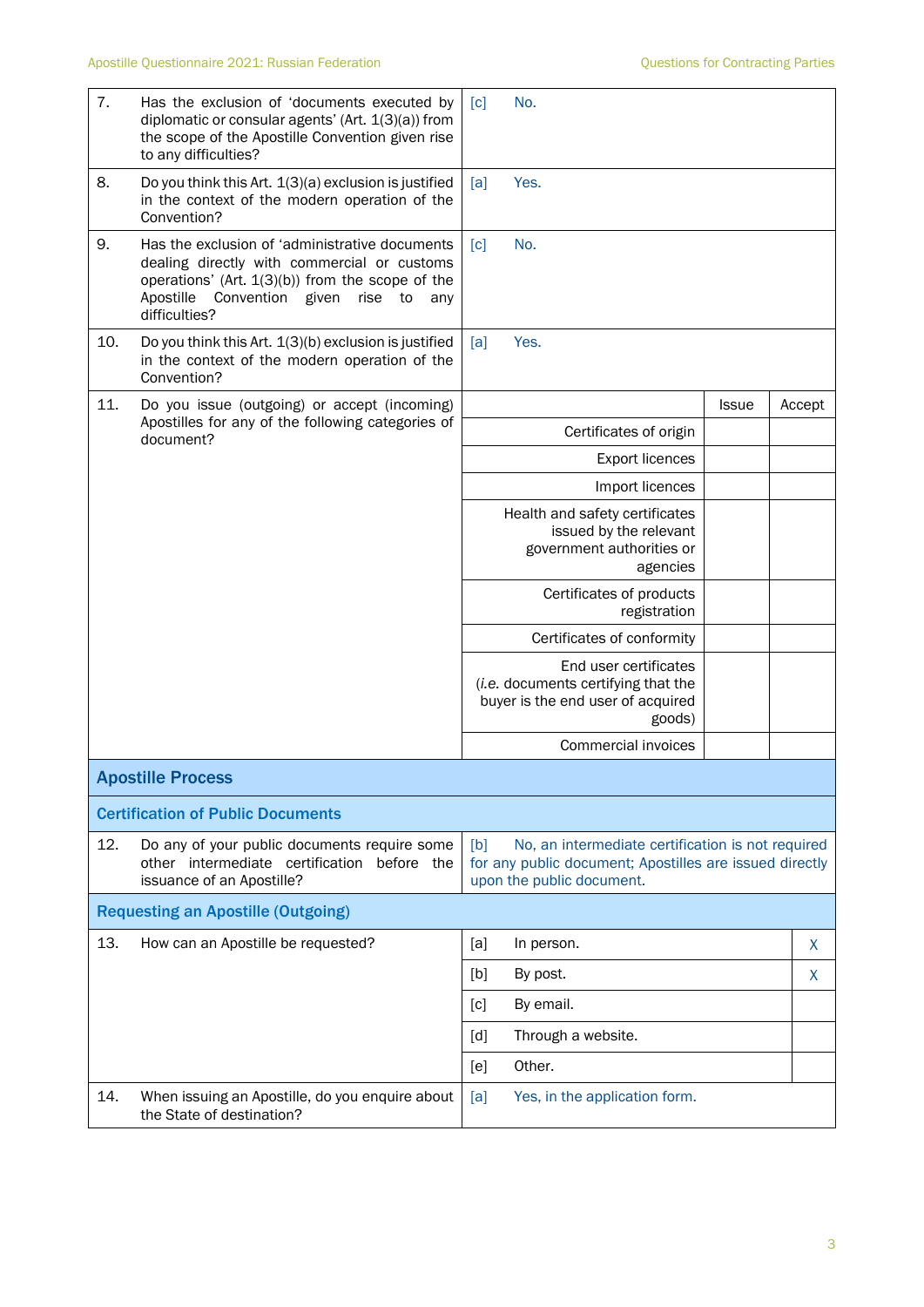| | | |
|---|---|---|
| 7. | Has the exclusion of 'documents executed by diplomatic or consular agents' (Art. 1(3)(a)) from the scope of the Apostille Convention given rise to any difficulties? | [c] No. |
| 8. | Do you think this Art. 1(3)(a) exclusion is justified in the context of the modern operation of the Convention? | [a] Yes. |
| 9. | Has the exclusion of 'administrative documents dealing directly with commercial or customs operations' (Art. 1(3)(b)) from the scope of the Apostille Convention given rise to any difficulties? | [c] No. |
| 10. | Do you think this Art. 1(3)(b) exclusion is justified in the context of the modern operation of the Convention? | [a] Yes. |

| 11. Do you issue (outgoing) or accept (incoming) Apostilles for any of the following categories of document? | Issue | Accept |
|---|---|---|
| Certificates of origin | | |
| Export licences | | |
| Import licences | | |
| Health and safety certificates issued by the relevant government authorities or agencies | | |
| Certificates of products registration | | |
| Certificates of conformity | | |
| End user certificates (*i.e.* documents certifying that the buyer is the end user of acquired goods) | | |
| Commercial invoices | | |

## Apostille Process

### Certification of Public Documents

| | | |
|---|---|---|
| 12. | Do any of your public documents require some other intermediate certification before the issuance of an Apostille? | [b] No, an intermediate certification is not required for any public document; Apostilles are issued directly upon the public document. |

### Requesting an Apostille (Outgoing)

| 13. How can an Apostille be requested? | | |
|---|---|---|
| [a] | In person. | X |
| [b] | By post. | X |
| [c] | By email. | |
| [d] | Through a website. | |
| [e] | Other. | |

| | | |
|---|---|---|
| 14. | When issuing an Apostille, do you enquire about the State of destination? | [a] Yes, in the application form. |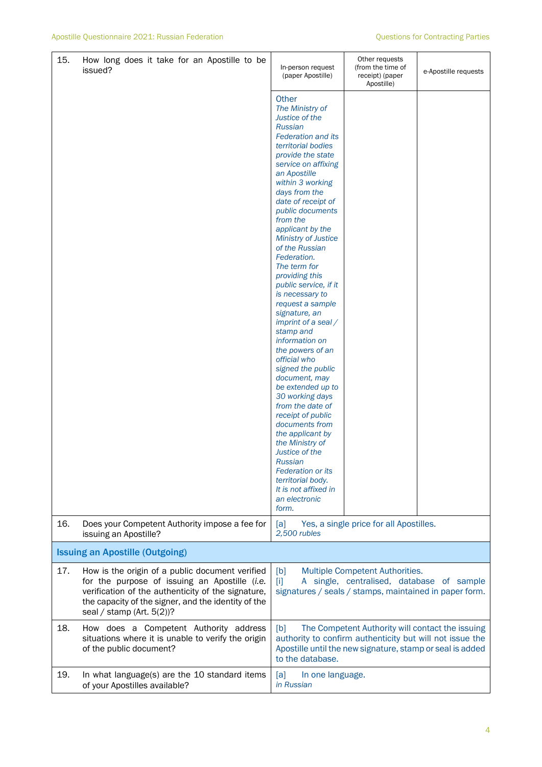| | | | | |
|---|---|---|---|---|
| 15. | How long does it take for an Apostille to be issued? | In-person request (paper Apostille) | Other requests (from the time of receipt) (paper Apostille) | e-Apostille requests |
| | | Other<br>*The Ministry of Justice of the Russian Federation and its territorial bodies provide the state service on affixing an Apostille within 3 working days from the date of receipt of public documents from the applicant by the Ministry of Justice of the Russian Federation.*<br>*The term for providing this public service, if it is necessary to request a sample signature, an imprint of a seal / stamp and information on the powers of an official who signed the public document, may be extended up to 30 working days from the date of receipt of public documents from the applicant by the Ministry of Justice of the Russian Federation or its territorial body.*<br>*It is not affixed in an electronic form.* | | |
| 16. | Does your Competent Authority impose a fee for issuing an Apostille? | [a] Yes, a single price for all Apostilles.<br>*2,500 rubles* | | |
| **Issuing an Apostille (Outgoing)** | | | | |
| 17. | How is the origin of a public document verified for the purpose of issuing an Apostille (*i.e.* verification of the authenticity of the signature, the capacity of the signer, and the identity of the seal / stamp (Art. 5(2))? | [b] Multiple Competent Authorities.<br>[i] A single, centralised, database of sample signatures / seals / stamps, maintained in paper form. | | |
| 18. | How does a Competent Authority address situations where it is unable to verify the origin of the public document? | [b] The Competent Authority will contact the issuing authority to confirm authenticity but will not issue the Apostille until the new signature, stamp or seal is added to the database. | | |
| 19. | In what language(s) are the 10 standard items of your Apostilles available? | [a] In one language.<br>*in Russian* | | |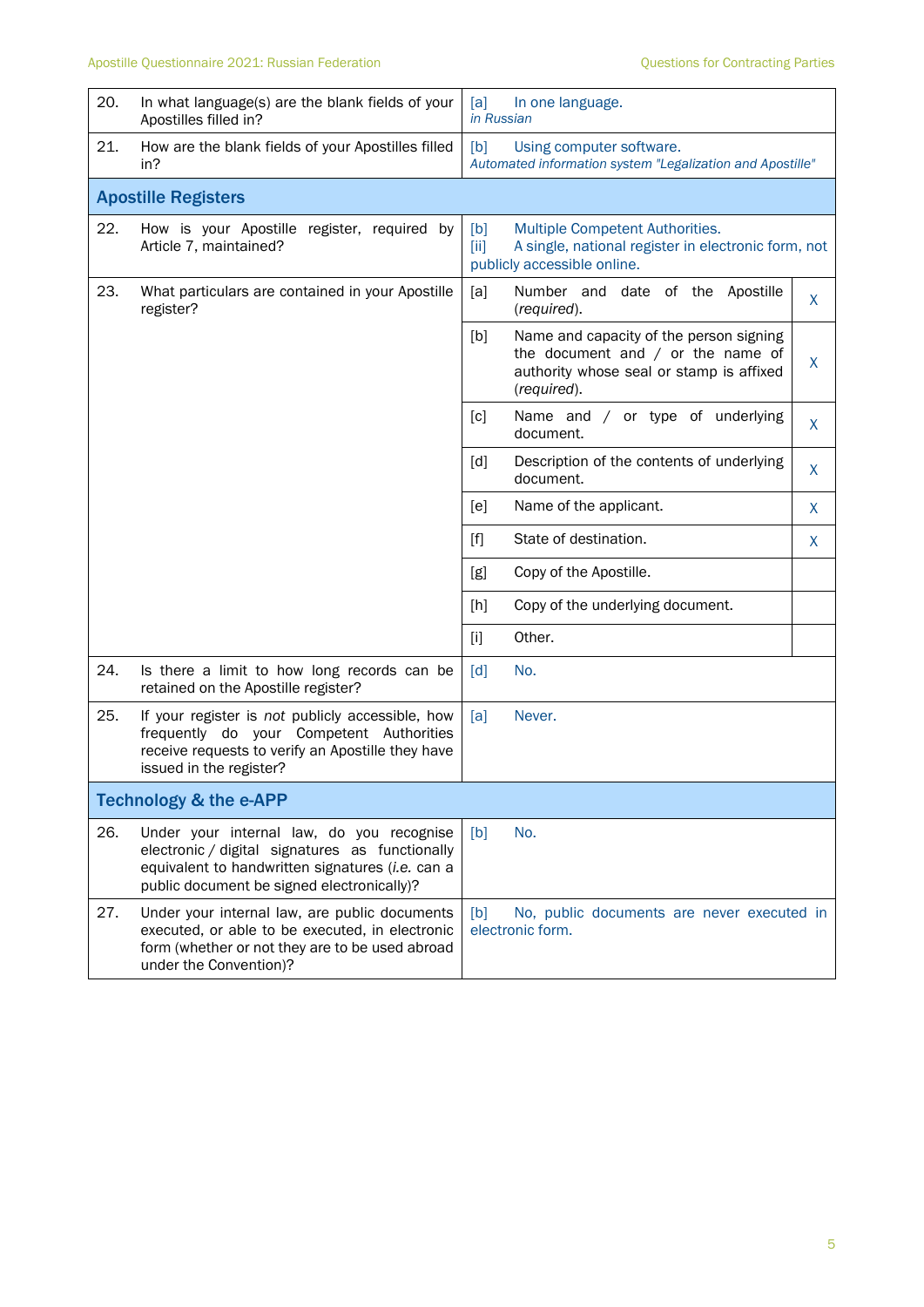| | | | |
|---|---|---|---|
| 20. | In what language(s) are the blank fields of your Apostilles filled in? | [a] In one language.<br>*in Russian* | |
| 21. | How are the blank fields of your Apostilles filled in? | [b] Using computer software.<br>*Automated information system "Legalization and Apostille"* | |
| **Apostille Registers** | | | |
| 22. | How is your Apostille register, required by Article 7, maintained? | [b] Multiple Competent Authorities.<br>[ii] A single, national register in electronic form, not publicly accessible online. | |
| 23. | What particulars are contained in your Apostille register? | [a] Number and date of the Apostille (*required*). | X |
| | | [b] Name and capacity of the person signing the document and / or the name of authority whose seal or stamp is affixed (*required*). | X |
| | | [c] Name and / or type of underlying document. | X |
| | | [d] Description of the contents of underlying document. | X |
| | | [e] Name of the applicant. | X |
| | | [f] State of destination. | X |
| | | [g] Copy of the Apostille. | |
| | | [h] Copy of the underlying document. | |
| | | [i] Other. | |
| 24. | Is there a limit to how long records can be retained on the Apostille register? | [d] No. | |
| 25. | If your register is *not* publicly accessible, how frequently do your Competent Authorities receive requests to verify an Apostille they have issued in the register? | [a] Never. | |
| **Technology & the e-APP** | | | |
| 26. | Under your internal law, do you recognise electronic / digital signatures as functionally equivalent to handwritten signatures (*i.e.* can a public document be signed electronically)? | [b] No. | |
| 27. | Under your internal law, are public documents executed, or able to be executed, in electronic form (whether or not they are to be used abroad under the Convention)? | [b] No, public documents are never executed in electronic form. | |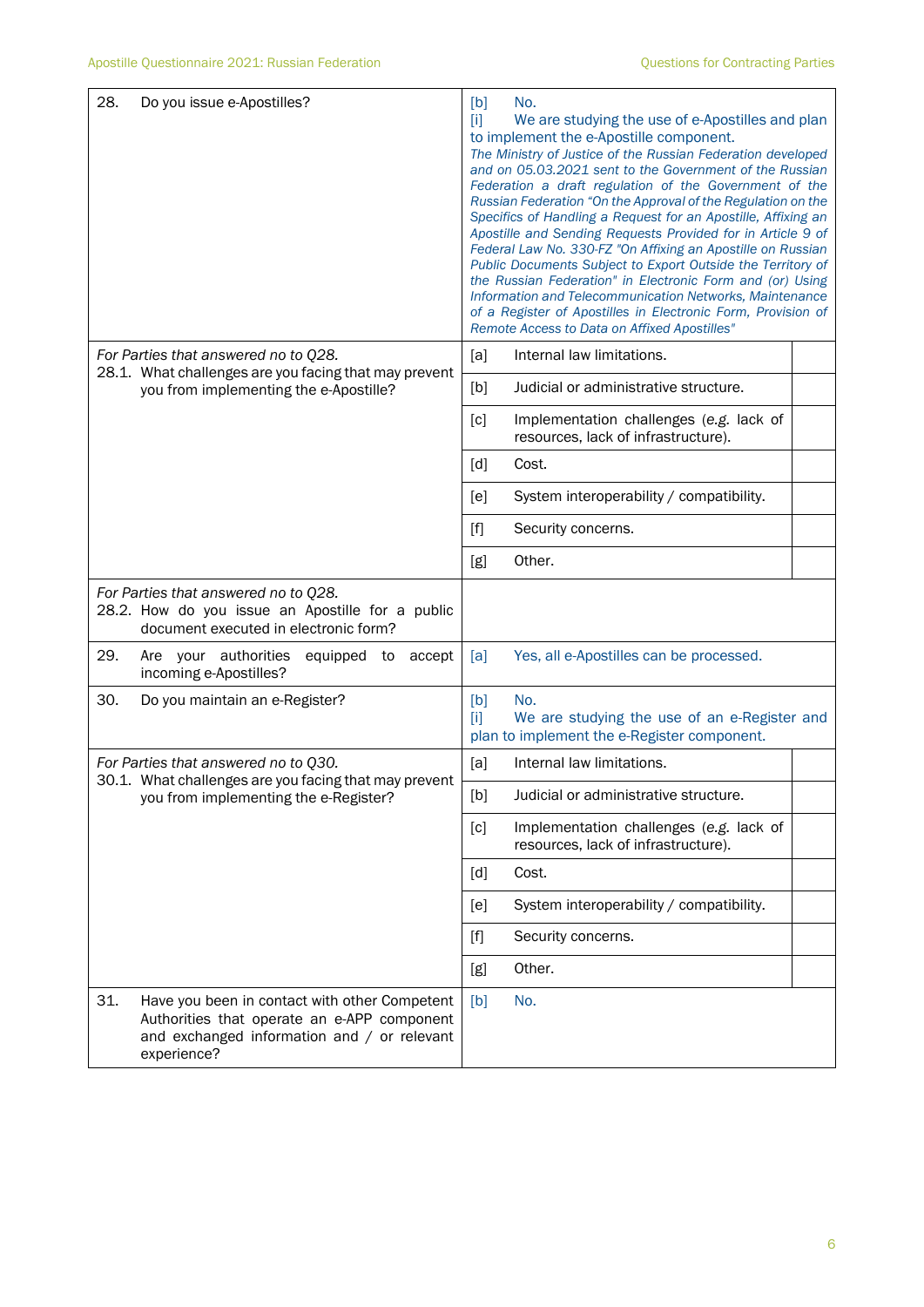| Question | Answer | |
|---|---|---|
| 28. Do you issue e-Apostilles? | [b] No.<br>[i] We are studying the use of e-Apostilles and plan to implement the e-Apostille component.<br>*The Ministry of Justice of the Russian Federation developed and on 05.03.2021 sent to the Government of the Russian Federation a draft regulation of the Government of the Russian Federation "On the Approval of the Regulation on the Specifics of Handling a Request for an Apostille, Affixing an Apostille and Sending Requests Provided for in Article 9 of Federal Law No. 330-FZ "On Affixing an Apostille on Russian Public Documents Subject to Export Outside the Territory of the Russian Federation" in Electronic Form and (or) Using Information and Telecommunication Networks, Maintenance of a Register of Apostilles in Electronic Form, Provision of Remote Access to Data on Affixed Apostilles"* | |
| *For Parties that answered no to Q28.*<br>28.1. What challenges are you facing that may prevent you from implementing the e-Apostille? | [a] Internal law limitations. | |
| | [b] Judicial or administrative structure. | |
| | [c] Implementation challenges (*e.g.* lack of resources, lack of infrastructure). | |
| | [d] Cost. | |
| | [e] System interoperability / compatibility. | |
| | [f] Security concerns. | |
| | [g] Other. | |
| *For Parties that answered no to Q28.*<br>28.2. How do you issue an Apostille for a public document executed in electronic form? | | |
| 29. Are your authorities equipped to accept incoming e-Apostilles? | [a] Yes, all e-Apostilles can be processed. | |
| 30. Do you maintain an e-Register? | [b] No.<br>[i] We are studying the use of an e-Register and plan to implement the e-Register component. | |
| *For Parties that answered no to Q30.*<br>30.1. What challenges are you facing that may prevent you from implementing the e-Register? | [a] Internal law limitations. | |
| | [b] Judicial or administrative structure. | |
| | [c] Implementation challenges (*e.g.* lack of resources, lack of infrastructure). | |
| | [d] Cost. | |
| | [e] System interoperability / compatibility. | |
| | [f] Security concerns. | |
| | [g] Other. | |
| 31. Have you been in contact with other Competent Authorities that operate an e-APP component and exchanged information and / or relevant experience? | [b] No. | |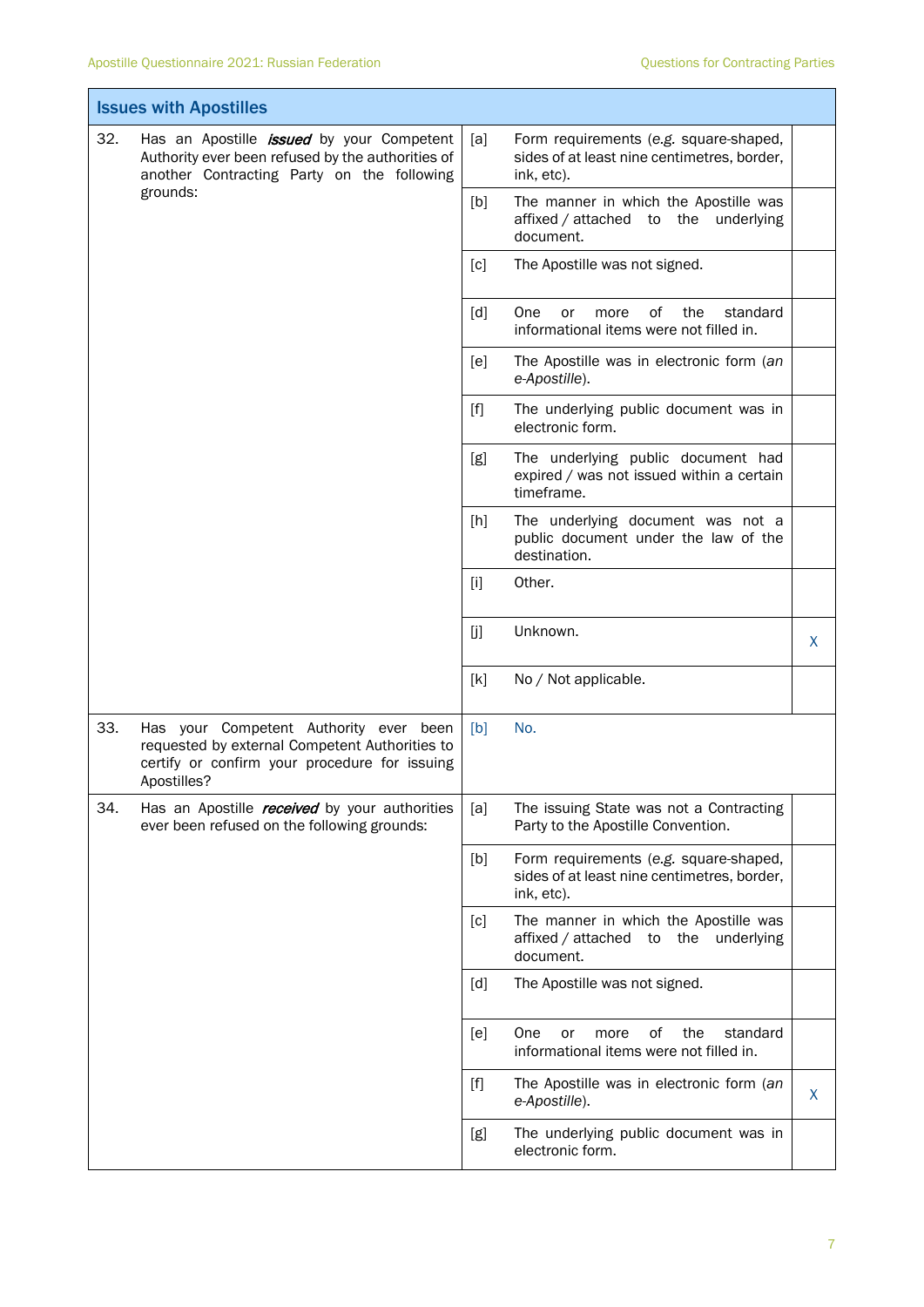| Issues with Apostilles | | | | |
|---|---|---|---|---|
| 32. | Has an Apostille ***issued*** by your Competent Authority ever been refused by the authorities of another Contracting Party on the following grounds: | [a] | Form requirements (e.g. square-shaped, sides of at least nine centimetres, border, ink, etc). | |
| | | [b] | The manner in which the Apostille was affixed / attached to the underlying document. | |
| | | [c] | The Apostille was not signed. | |
| | | [d] | One or more of the standard informational items were not filled in. | |
| | | [e] | The Apostille was in electronic form (*an e-Apostille*). | |
| | | [f] | The underlying public document was in electronic form. | |
| | | [g] | The underlying public document had expired / was not issued within a certain timeframe. | |
| | | [h] | The underlying document was not a public document under the law of the destination. | |
| | | [i] | Other. | |
| | | [j] | Unknown. | X |
| | | [k] | No / Not applicable. | |
| 33. | Has your Competent Authority ever been requested by external Competent Authorities to certify or confirm your procedure for issuing Apostilles? | [b] | No. | |
| 34. | Has an Apostille ***received*** by your authorities ever been refused on the following grounds: | [a] | The issuing State was not a Contracting Party to the Apostille Convention. | |
| | | [b] | Form requirements (e.g. square-shaped, sides of at least nine centimetres, border, ink, etc). | |
| | | [c] | The manner in which the Apostille was affixed / attached to the underlying document. | |
| | | [d] | The Apostille was not signed. | |
| | | [e] | One or more of the standard informational items were not filled in. | |
| | | [f] | The Apostille was in electronic form (*an e-Apostille*). | X |
| | | [g] | The underlying public document was in electronic form. | |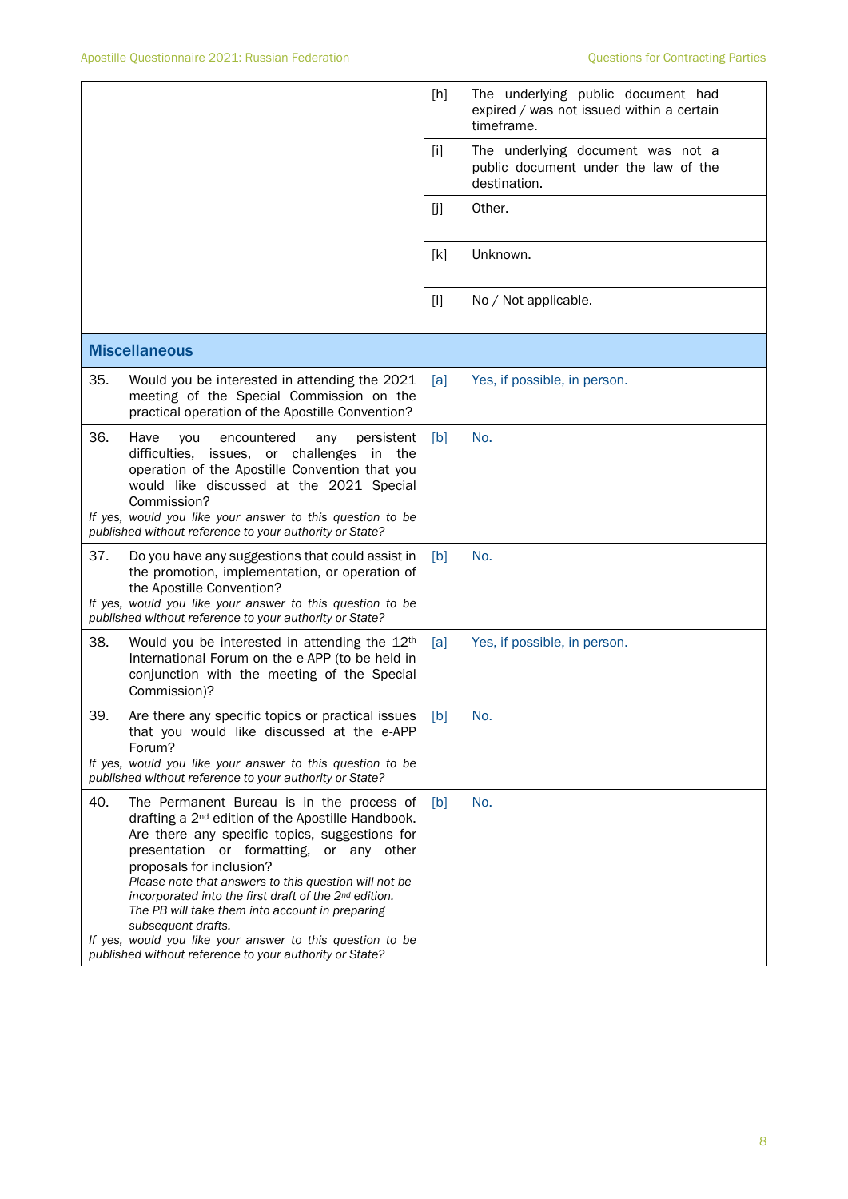| | | | |
|---|---|---|---|
| | [h] | The underlying public document had expired / was not issued within a certain timeframe. | |
| | [i] | The underlying document was not a public document under the law of the destination. | |
| | [j] | Other. | |
| | [k] | Unknown. | |
| | [l] | No / Not applicable. | |

## Miscellaneous

| | | |
|---|---|---|
| 35. Would you be interested in attending the 2021 meeting of the Special Commission on the practical operation of the Apostille Convention? | [a] | Yes, if possible, in person. |
| 36. Have you encountered any persistent difficulties, issues, or challenges in the operation of the Apostille Convention that you would like discussed at the 2021 Special Commission? *If yes, would you like your answer to this question to be published without reference to your authority or State?* | [b] | No. |
| 37. Do you have any suggestions that could assist in the promotion, implementation, or operation of the Apostille Convention? *If yes, would you like your answer to this question to be published without reference to your authority or State?* | [b] | No. |
| 38. Would you be interested in attending the 12th International Forum on the e-APP (to be held in conjunction with the meeting of the Special Commission)? | [a] | Yes, if possible, in person. |
| 39. Are there any specific topics or practical issues that you would like discussed at the e-APP Forum? *If yes, would you like your answer to this question to be published without reference to your authority or State?* | [b] | No. |
| 40. The Permanent Bureau is in the process of drafting a 2nd edition of the Apostille Handbook. Are there any specific topics, suggestions for presentation or formatting, or any other proposals for inclusion? *Please note that answers to this question will not be incorporated into the first draft of the 2nd edition. The PB will take them into account in preparing subsequent drafts.* *If yes, would you like your answer to this question to be published without reference to your authority or State?* | [b] | No. |